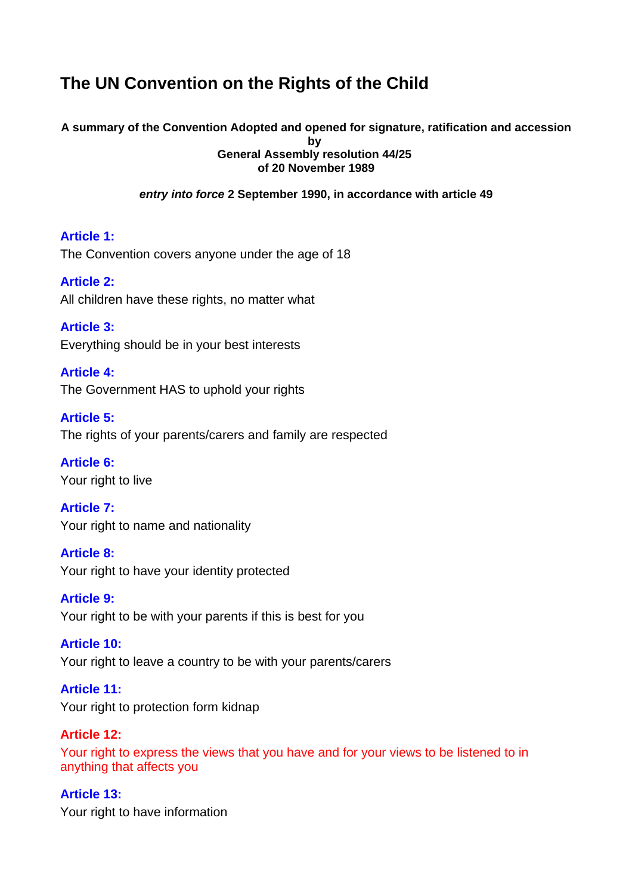# The UN Convention on the Rights of the Child

**A summary of the Convention Adopted and opened for signature, ratification and accession by General Assembly resolution 44/25 of 20 November 1989**

***entry into force*** **2 September 1990, in accordance with article 49**

**Article 1:**
The Convention covers anyone under the age of 18

**Article 2:**
All children have these rights, no matter what

**Article 3:**
Everything should be in your best interests

**Article 4:**
The Government HAS to uphold your rights

**Article 5:**
The rights of your parents/carers and family are respected

**Article 6:**
Your right to live

**Article 7:**
Your right to name and nationality

**Article 8:**
Your right to have your identity protected

**Article 9:**
Your right to be with your parents if this is best for you

**Article 10:**
Your right to leave a country to be with your parents/carers

**Article 11:**
Your right to protection form kidnap

**Article 12:**
Your right to express the views that you have and for your views to be listened to in anything that affects you

**Article 13:**
Your right to have information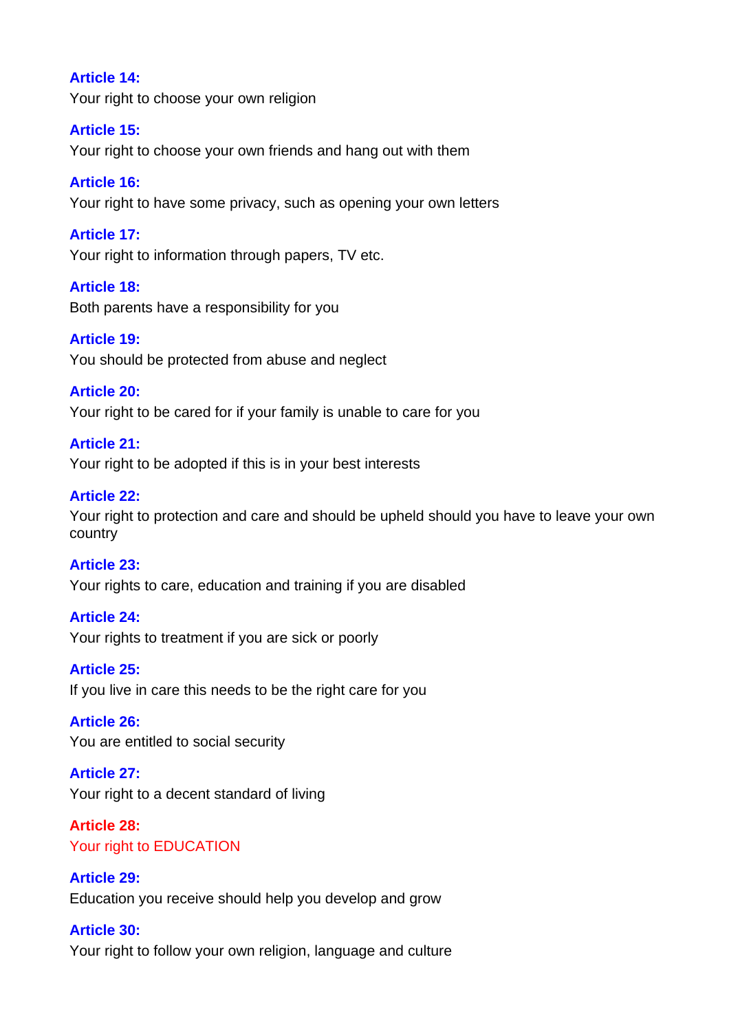**Article 14:**
Your right to choose your own religion

**Article 15:**
Your right to choose your own friends and hang out with them

**Article 16:**
Your right to have some privacy, such as opening your own letters

**Article 17:**
Your right to information through papers, TV etc.

**Article 18:**
Both parents have a responsibility for you

**Article 19:**
You should be protected from abuse and neglect

**Article 20:**
Your right to be cared for if your family is unable to care for you

**Article 21:**
Your right to be adopted if this is in your best interests

**Article 22:**
Your right to protection and care and should be upheld should you have to leave your own country

**Article 23:**
Your rights to care, education and training if you are disabled

**Article 24:**
Your rights to treatment if you are sick or poorly

**Article 25:**
If you live in care this needs to be the right care for you

**Article 26:**
You are entitled to social security

**Article 27:**
Your right to a decent standard of living

**Article 28:**
Your right to EDUCATION

**Article 29:**
Education you receive should help you develop and grow

**Article 30:**
Your right to follow your own religion, language and culture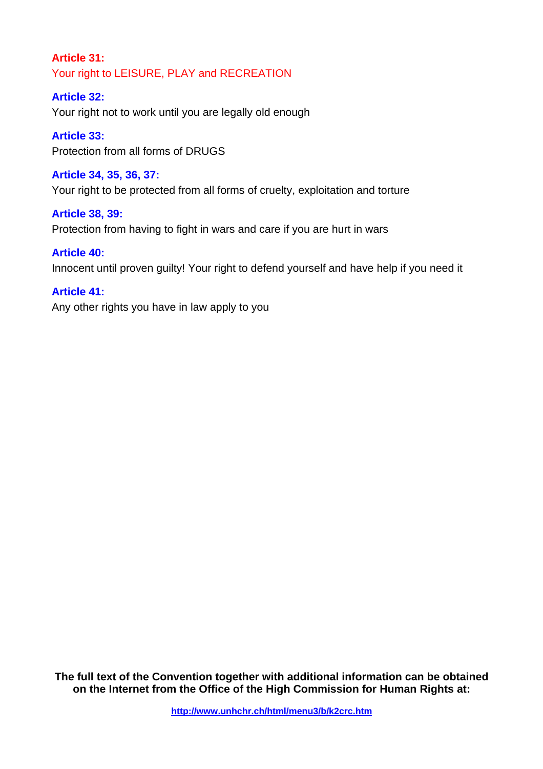**Article 31:**
Your right to LEISURE, PLAY and RECREATION

**Article 32:**
Your right not to work until you are legally old enough

**Article 33:**
Protection from all forms of DRUGS

**Article 34, 35, 36, 37:**
Your right to be protected from all forms of cruelty, exploitation and torture

**Article 38, 39:**
Protection from having to fight in wars and care if you are hurt in wars

**Article 40:**
Innocent until proven guilty! Your right to defend yourself and have help if you need it

**Article 41:**
Any other rights you have in law apply to you

**The full text of the Convention together with additional information can be obtained on the Internet from the Office of the High Commission for Human Rights at:**

**http://www.unhchr.ch/html/menu3/b/k2crc.htm**